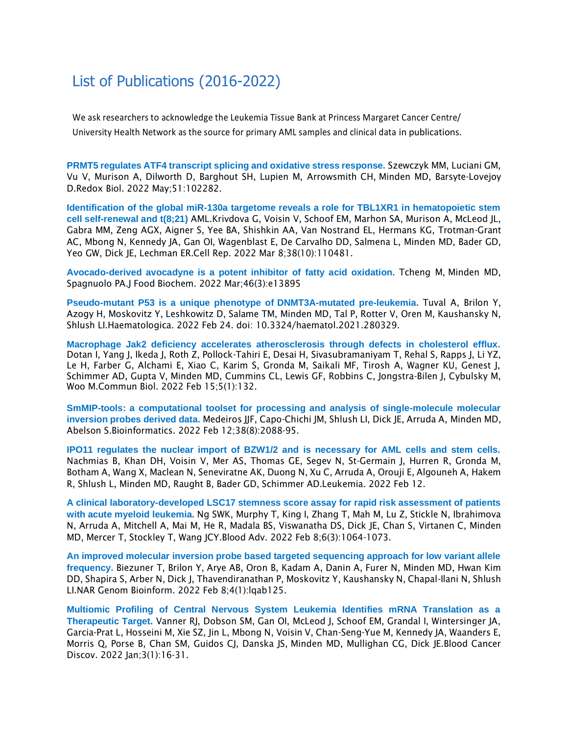# List of Publications (2016-2022)

We ask researchers to acknowledge the Leukemia Tissue Bank at Princess Margaret Cancer Centre/ University Health Network as the source for primary AML samples and clinical data in publications.

**PRMT5 regulates ATF4 transcript splicing and oxidative stress response.** Szewczyk MM, Luciani GM, Vu V, Murison A, Dilworth D, Barghout SH, Lupien M, Arrowsmith CH, Minden MD, Barsyte-Lovejoy D.Redox Biol. 2022 May;51:102282.

**Identification of the global miR-130a targetome reveals a role for TBL1XR1 in hematopoietic stem cell self-renewal and t(8;21)** AML.Krivdova G, Voisin V, Schoof EM, Marhon SA, Murison A, McLeod JL, Gabra MM, Zeng AGX, Aigner S, Yee BA, Shishkin AA, Van Nostrand EL, Hermans KG, Trotman-Grant AC, Mbong N, Kennedy JA, Gan OI, Wagenblast E, De Carvalho DD, Salmena L, Minden MD, Bader GD, Yeo GW, Dick JE, Lechman ER.Cell Rep. 2022 Mar 8;38(10):110481.

**Avocado-derived avocadyne is a potent inhibitor of fatty acid oxidation.** Tcheng M, Minden MD, Spagnuolo PA.J Food Biochem. 2022 Mar;46(3):e13895

**Pseudo-mutant P53 is a unique phenotype of DNMT3A-mutated pre-leukemia.** Tuval A, Brilon Y, Azogy H, Moskovitz Y, Leshkowitz D, Salame TM, Minden MD, Tal P, Rotter V, Oren M, Kaushansky N, Shlush LI.Haematologica. 2022 Feb 24. doi: 10.3324/haematol.2021.280329.

**Macrophage Jak2 deficiency accelerates atherosclerosis through defects in cholesterol efflux.** Dotan I, Yang J, Ikeda J, Roth Z, Pollock-Tahiri E, Desai H, Sivasubramaniyam T, Rehal S, Rapps J, Li YZ, Le H, Farber G, Alchami E, Xiao C, Karim S, Gronda M, Saikali MF, Tirosh A, Wagner KU, Genest J, Schimmer AD, Gupta V, Minden MD, Cummins CL, Lewis GF, Robbins C, Jongstra-Bilen J, Cybulsky M, Woo M.Commun Biol. 2022 Feb 15;5(1):132.

**SmMIP-tools: a computational toolset for processing and analysis of single-molecule molecular inversion probes derived data.** Medeiros JJF, Capo-Chichi JM, Shlush LI, Dick JE, Arruda A, Minden MD, Abelson S.Bioinformatics. 2022 Feb 12;38(8):2088-95.

**IPO11 regulates the nuclear import of BZW1/2 and is necessary for AML cells and stem cells.** Nachmias B, Khan DH, Voisin V, Mer AS, Thomas GE, Segev N, St-Germain J, Hurren R, Gronda M, Botham A, Wang X, Maclean N, Seneviratne AK, Duong N, Xu C, Arruda A, Orouji E, Algouneh A, Hakem R, Shlush L, Minden MD, Raught B, Bader GD, Schimmer AD.Leukemia. 2022 Feb 12.

**A clinical laboratory-developed LSC17 stemness score assay for rapid risk assessment of patients with acute myeloid leukemia.** Ng SWK, Murphy T, King I, Zhang T, Mah M, Lu Z, Stickle N, Ibrahimova N, Arruda A, Mitchell A, Mai M, He R, Madala BS, Viswanatha DS, Dick JE, Chan S, Virtanen C, Minden MD, Mercer T, Stockley T, Wang JCY.Blood Adv. 2022 Feb 8;6(3):1064-1073.

**An improved molecular inversion probe based targeted sequencing approach for low variant allele frequency.** Biezuner T, Brilon Y, Arye AB, Oron B, Kadam A, Danin A, Furer N, Minden MD, Hwan Kim DD, Shapira S, Arber N, Dick J, Thavendiranathan P, Moskovitz Y, Kaushansky N, Chapal-Ilani N, Shlush LI.NAR Genom Bioinform. 2022 Feb 8;4(1):lqab125.

**Multiomic Profiling of Central Nervous System Leukemia Identifies mRNA Translation as a Therapeutic Target.** Vanner RJ, Dobson SM, Gan OI, McLeod J, Schoof EM, Grandal I, Wintersinger JA, Garcia-Prat L, Hosseini M, Xie SZ, Jin L, Mbong N, Voisin V, Chan-Seng-Yue M, Kennedy JA, Waanders E, Morris Q, Porse B, Chan SM, Guidos CJ, Danska JS, Minden MD, Mullighan CG, Dick JE.Blood Cancer Discov. 2022 Jan;3(1):16-31.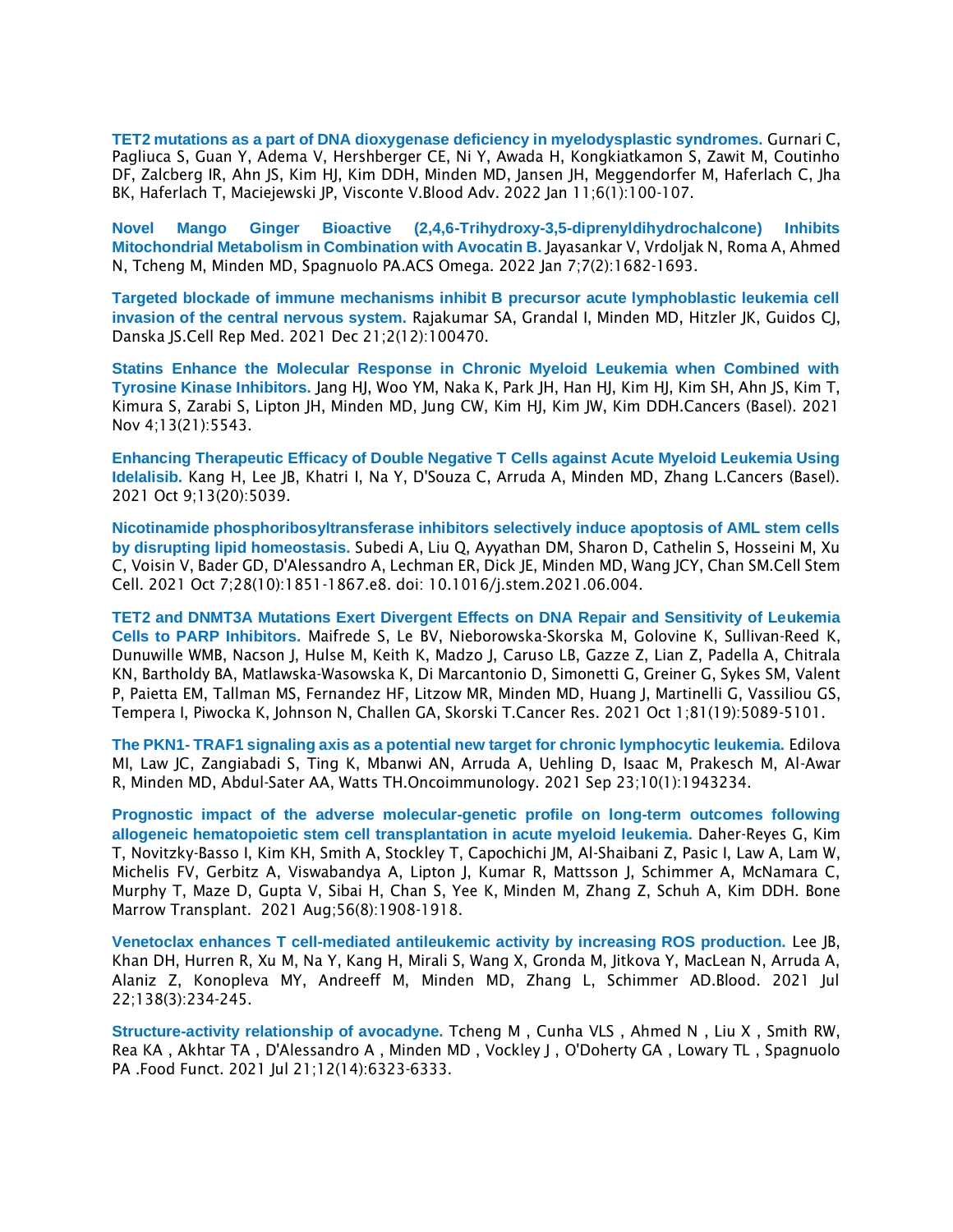**TET2 mutations as a part of DNA dioxygenase deficiency in myelodysplastic syndromes.** Gurnari C, Pagliuca S, Guan Y, Adema V, Hershberger CE, Ni Y, Awada H, Kongkiatkamon S, Zawit M, Coutinho DF, Zalcberg IR, Ahn JS, Kim HJ, Kim DDH, Minden MD, Jansen JH, Meggendorfer M, Haferlach C, Jha BK, Haferlach T, Maciejewski JP, Visconte V.Blood Adv. 2022 Jan 11;6(1):100-107.

**Novel Mango Ginger Bioactive (2,4,6-Trihydroxy-3,5-diprenyldihydrochalcone) Inhibits Mitochondrial Metabolism in Combination with Avocatin B.** Jayasankar V, Vrdoljak N, Roma A, Ahmed N, Tcheng M, Minden MD, Spagnuolo PA.ACS Omega. 2022 Jan 7;7(2):1682-1693.

**Targeted blockade of immune mechanisms inhibit B precursor acute lymphoblastic leukemia cell invasion of the central nervous system.** Rajakumar SA, Grandal I, Minden MD, Hitzler JK, Guidos CJ, Danska JS.Cell Rep Med. 2021 Dec 21;2(12):100470.

**Statins Enhance the Molecular Response in Chronic Myeloid Leukemia when Combined with Tyrosine Kinase Inhibitors.** Jang HJ, Woo YM, Naka K, Park JH, Han HJ, Kim HJ, Kim SH, Ahn JS, Kim T, Kimura S, Zarabi S, Lipton JH, Minden MD, Jung CW, Kim HJ, Kim JW, Kim DDH.Cancers (Basel). 2021 Nov 4;13(21):5543.

**Enhancing Therapeutic Efficacy of Double Negative T Cells against Acute Myeloid Leukemia Using Idelalisib.** Kang H, Lee JB, Khatri I, Na Y, D'Souza C, Arruda A, Minden MD, Zhang L.Cancers (Basel). 2021 Oct 9;13(20):5039.

**Nicotinamide phosphoribosyltransferase inhibitors selectively induce apoptosis of AML stem cells by disrupting lipid homeostasis.** Subedi A, Liu Q, Ayyathan DM, Sharon D, Cathelin S, Hosseini M, Xu C, Voisin V, Bader GD, D'Alessandro A, Lechman ER, Dick JE, Minden MD, Wang JCY, Chan SM.Cell Stem Cell. 2021 Oct 7;28(10):1851-1867.e8. doi: 10.1016/j.stem.2021.06.004.

**TET2 and DNMT3A Mutations Exert Divergent Effects on DNA Repair and Sensitivity of Leukemia Cells to PARP Inhibitors.** Maifrede S, Le BV, Nieborowska-Skorska M, Golovine K, Sullivan-Reed K, Dunuwille WMB, Nacson J, Hulse M, Keith K, Madzo J, Caruso LB, Gazze Z, Lian Z, Padella A, Chitrala KN, Bartholdy BA, Matlawska-Wasowska K, Di Marcantonio D, Simonetti G, Greiner G, Sykes SM, Valent P, Paietta EM, Tallman MS, Fernandez HF, Litzow MR, Minden MD, Huang J, Martinelli G, Vassiliou GS, Tempera I, Piwocka K, Johnson N, Challen GA, Skorski T.Cancer Res. 2021 Oct 1;81(19):5089-5101.

**The PKN1- TRAF1 signaling axis as a potential new target for chronic lymphocytic leukemia.** Edilova MI, Law JC, Zangiabadi S, Ting K, Mbanwi AN, Arruda A, Uehling D, Isaac M, Prakesch M, Al-Awar R, Minden MD, Abdul-Sater AA, Watts TH.Oncoimmunology. 2021 Sep 23;10(1):1943234.

**Prognostic impact of the adverse molecular-genetic profile on long-term outcomes following allogeneic hematopoietic stem cell transplantation in acute myeloid leukemia.** Daher-Reyes G, Kim T, Novitzky-Basso I, Kim KH, Smith A, Stockley T, Capochichi JM, Al-Shaibani Z, Pasic I, Law A, Lam W, Michelis FV, Gerbitz A, Viswabandya A, Lipton J, Kumar R, Mattsson J, Schimmer A, McNamara C, Murphy T, Maze D, Gupta V, Sibai H, Chan S, Yee K, Minden M, Zhang Z, Schuh A, Kim DDH. Bone Marrow Transplant. 2021 Aug;56(8):1908-1918.

**Venetoclax enhances T cell-mediated antileukemic activity by increasing ROS production.** Lee JB, Khan DH, Hurren R, Xu M, Na Y, Kang H, Mirali S, Wang X, Gronda M, Jitkova Y, MacLean N, Arruda A, Alaniz Z, Konopleva MY, Andreeff M, Minden MD, Zhang L, Schimmer AD.Blood. 2021 Jul 22;138(3):234-245.

**Structure-activity relationship of avocadyne.** Tcheng M , Cunha VLS , Ahmed N , Liu X , Smith RW, Rea KA , Akhtar TA , D'Alessandro A , Minden MD , Vockley J , O'Doherty GA , Lowary TL , Spagnuolo PA .Food Funct. 2021 Jul 21;12(14):6323-6333.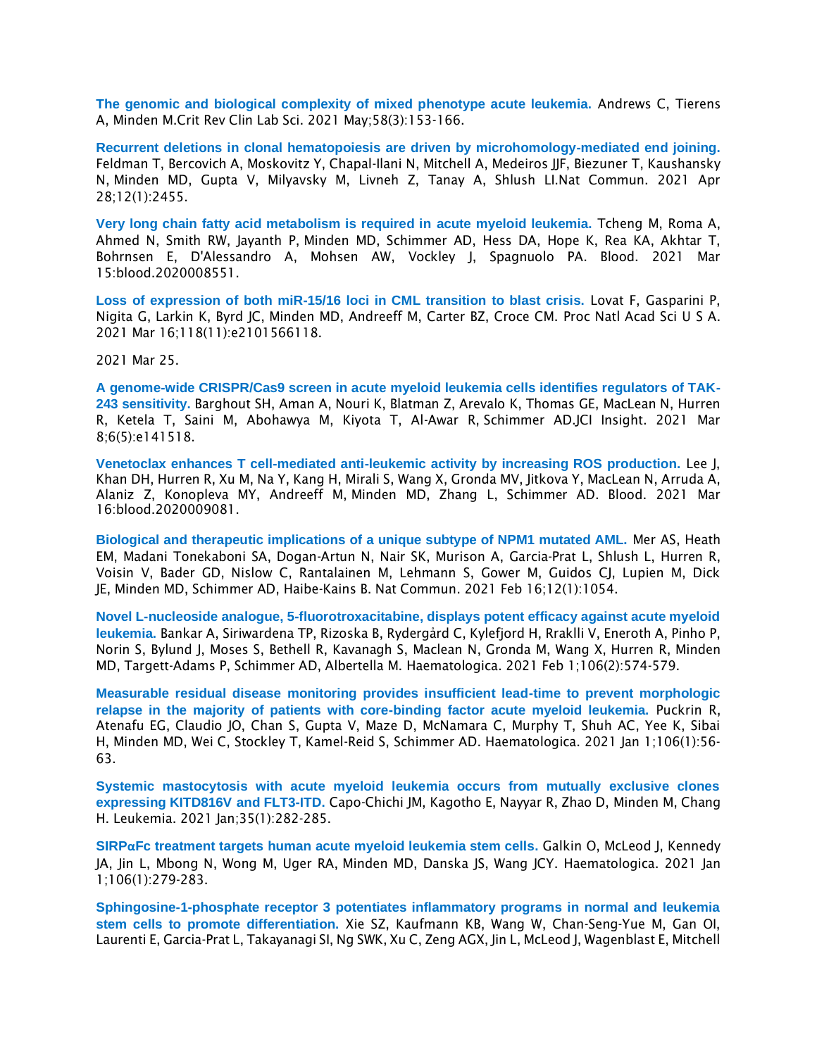**The genomic and biological complexity of mixed phenotype acute leukemia.** Andrews C, Tierens A, Minden M.Crit Rev Clin Lab Sci. 2021 May;58(3):153-166.

**Recurrent deletions in clonal hematopoiesis are driven by microhomology-mediated end joining.** Feldman T, Bercovich A, Moskovitz Y, Chapal-Ilani N, Mitchell A, Medeiros JJF, Biezuner T, Kaushansky N, Minden MD, Gupta V, Milyavsky M, Livneh Z, Tanay A, Shlush LI.Nat Commun. 2021 Apr 28;12(1):2455.

**Very long chain fatty acid metabolism is required in acute myeloid leukemia.** Tcheng M, Roma A, Ahmed N, Smith RW, Jayanth P, Minden MD, Schimmer AD, Hess DA, Hope K, Rea KA, Akhtar T, Bohrnsen E, D'Alessandro A, Mohsen AW, Vockley J, Spagnuolo PA. Blood. 2021 Mar 15:blood.2020008551.

**Loss of expression of both miR-15/16 loci in CML transition to blast crisis.** Lovat F, Gasparini P, Nigita G, Larkin K, Byrd JC, Minden MD, Andreeff M, Carter BZ, Croce CM. Proc Natl Acad Sci U S A. 2021 Mar 16;118(11):e2101566118.

2021 Mar 25.

**A genome-wide CRISPR/Cas9 screen in acute myeloid leukemia cells identifies regulators of TAK-243 sensitivity.** Barghout SH, Aman A, Nouri K, Blatman Z, Arevalo K, Thomas GE, MacLean N, Hurren R, Ketela T, Saini M, Abohawya M, Kiyota T, Al-Awar R, Schimmer AD.JCI Insight. 2021 Mar 8;6(5):e141518.

**Venetoclax enhances T cell-mediated anti-leukemic activity by increasing ROS production.** Lee J, Khan DH, Hurren R, Xu M, Na Y, Kang H, Mirali S, Wang X, Gronda MV, Jitkova Y, MacLean N, Arruda A, Alaniz Z, Konopleva MY, Andreeff M, Minden MD, Zhang L, Schimmer AD. Blood. 2021 Mar 16:blood.2020009081.

**Biological and therapeutic implications of a unique subtype of NPM1 mutated AML.** Mer AS, Heath EM, Madani Tonekaboni SA, Dogan-Artun N, Nair SK, Murison A, Garcia-Prat L, Shlush L, Hurren R, Voisin V, Bader GD, Nislow C, Rantalainen M, Lehmann S, Gower M, Guidos CJ, Lupien M, Dick JE, Minden MD, Schimmer AD, Haibe-Kains B. Nat Commun. 2021 Feb 16;12(1):1054.

**Novel L-nucleoside analogue, 5-fluorotroxacitabine, displays potent efficacy against acute myeloid leukemia.** Bankar A, Siriwardena TP, Rizoska B, Rydergård C, Kylefjord H, Rraklli V, Eneroth A, Pinho P, Norin S, Bylund J, Moses S, Bethell R, Kavanagh S, Maclean N, Gronda M, Wang X, Hurren R, Minden MD, Targett-Adams P, Schimmer AD, Albertella M. Haematologica. 2021 Feb 1;106(2):574-579.

**Measurable residual disease monitoring provides insufficient lead-time to prevent morphologic relapse in the majority of patients with core-binding factor acute myeloid leukemia.** Puckrin R, Atenafu EG, Claudio JO, Chan S, Gupta V, Maze D, McNamara C, Murphy T, Shuh AC, Yee K, Sibai H, Minden MD, Wei C, Stockley T, Kamel-Reid S, Schimmer AD. Haematologica. 2021 Jan 1;106(1):56-63.

**Systemic mastocytosis with acute myeloid leukemia occurs from mutually exclusive clones expressing KITD816V and FLT3-ITD.** Capo-Chichi JM, Kagotho E, Nayyar R, Zhao D, Minden M, Chang H. Leukemia. 2021 Jan;35(1):282-285.

**SIRPαFc treatment targets human acute myeloid leukemia stem cells.** Galkin O, McLeod J, Kennedy JA, Jin L, Mbong N, Wong M, Uger RA, Minden MD, Danska JS, Wang JCY. Haematologica. 2021 Jan 1;106(1):279-283.

**Sphingosine-1-phosphate receptor 3 potentiates inflammatory programs in normal and leukemia stem cells to promote differentiation.** Xie SZ, Kaufmann KB, Wang W, Chan-Seng-Yue M, Gan OI, Laurenti E, Garcia-Prat L, Takayanagi SI, Ng SWK, Xu C, Zeng AGX, Jin L, McLeod J, Wagenblast E, Mitchell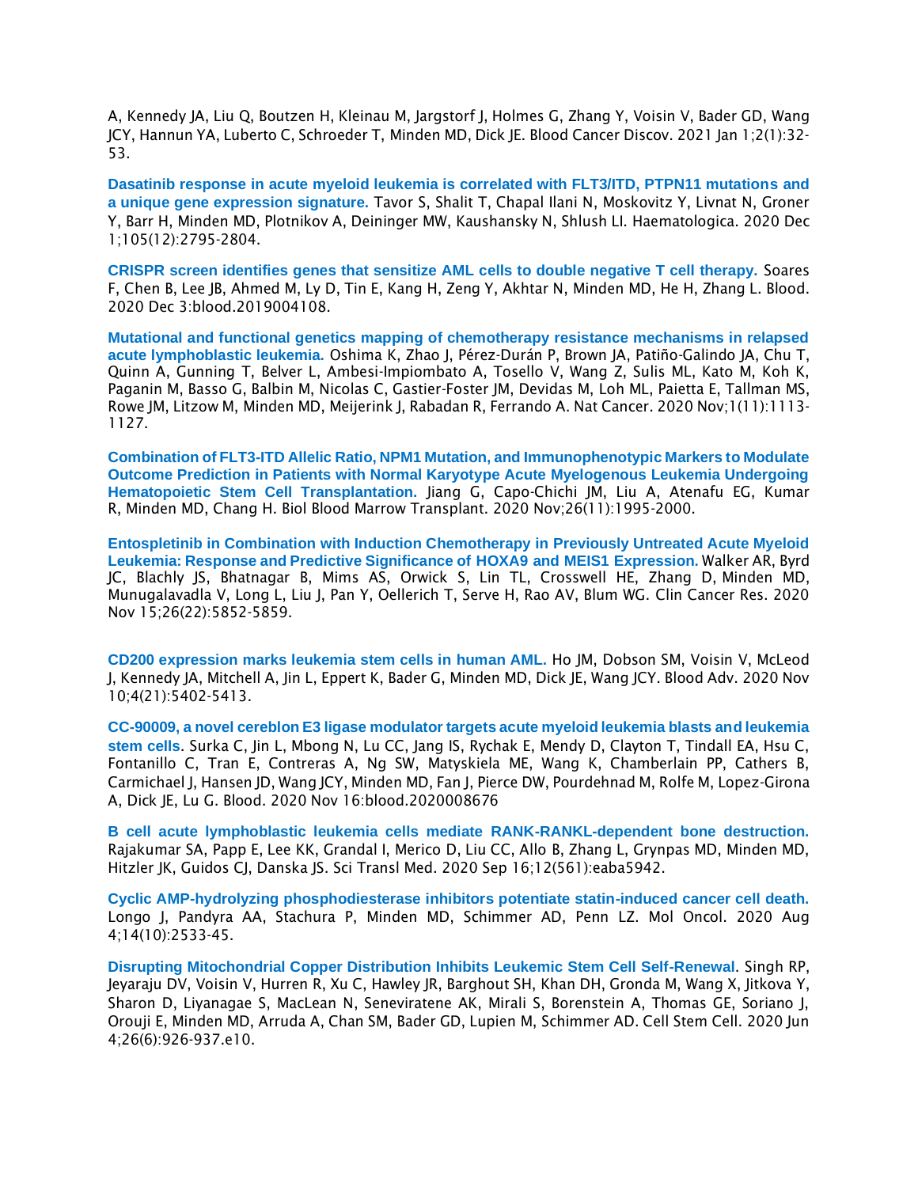A, Kennedy JA, Liu Q, Boutzen H, Kleinau M, Jargstorf J, Holmes G, Zhang Y, Voisin V, Bader GD, Wang JCY, Hannun YA, Luberto C, Schroeder T, Minden MD, Dick JE. Blood Cancer Discov. 2021 Jan 1;2(1):32-53.

**Dasatinib response in acute myeloid leukemia is correlated with FLT3/ITD, PTPN11 mutations and a unique gene expression signature.** Tavor S, Shalit T, Chapal Ilani N, Moskovitz Y, Livnat N, Groner Y, Barr H, Minden MD, Plotnikov A, Deininger MW, Kaushansky N, Shlush LI. Haematologica. 2020 Dec 1;105(12):2795-2804.

**CRISPR screen identifies genes that sensitize AML cells to double negative T cell therapy.** Soares F, Chen B, Lee JB, Ahmed M, Ly D, Tin E, Kang H, Zeng Y, Akhtar N, Minden MD, He H, Zhang L. Blood. 2020 Dec 3:blood.2019004108.

**Mutational and functional genetics mapping of chemotherapy resistance mechanisms in relapsed acute lymphoblastic leukemia.** Oshima K, Zhao J, Pérez-Durán P, Brown JA, Patiño-Galindo JA, Chu T, Quinn A, Gunning T, Belver L, Ambesi-Impiombato A, Tosello V, Wang Z, Sulis ML, Kato M, Koh K, Paganin M, Basso G, Balbin M, Nicolas C, Gastier-Foster JM, Devidas M, Loh ML, Paietta E, Tallman MS, Rowe JM, Litzow M, Minden MD, Meijerink J, Rabadan R, Ferrando A. Nat Cancer. 2020 Nov;1(11):1113-1127.

**Combination of FLT3-ITD Allelic Ratio, NPM1 Mutation, and Immunophenotypic Markers to Modulate Outcome Prediction in Patients with Normal Karyotype Acute Myelogenous Leukemia Undergoing Hematopoietic Stem Cell Transplantation.** Jiang G, Capo-Chichi JM, Liu A, Atenafu EG, Kumar R, Minden MD, Chang H. Biol Blood Marrow Transplant. 2020 Nov;26(11):1995-2000.

**Entospletinib in Combination with Induction Chemotherapy in Previously Untreated Acute Myeloid Leukemia: Response and Predictive Significance of HOXA9 and MEIS1 Expression.** Walker AR, Byrd JC, Blachly JS, Bhatnagar B, Mims AS, Orwick S, Lin TL, Crosswell HE, Zhang D, Minden MD, Munugalavadla V, Long L, Liu J, Pan Y, Oellerich T, Serve H, Rao AV, Blum WG. Clin Cancer Res. 2020 Nov 15;26(22):5852-5859.

**CD200 expression marks leukemia stem cells in human AML.** Ho JM, Dobson SM, Voisin V, McLeod J, Kennedy JA, Mitchell A, Jin L, Eppert K, Bader G, Minden MD, Dick JE, Wang JCY. Blood Adv. 2020 Nov 10;4(21):5402-5413.

**CC-90009, a novel cereblon E3 ligase modulator targets acute myeloid leukemia blasts and leukemia stem cells**. Surka C, Jin L, Mbong N, Lu CC, Jang IS, Rychak E, Mendy D, Clayton T, Tindall EA, Hsu C, Fontanillo C, Tran E, Contreras A, Ng SW, Matyskiela ME, Wang K, Chamberlain PP, Cathers B, Carmichael J, Hansen JD, Wang JCY, Minden MD, Fan J, Pierce DW, Pourdehnad M, Rolfe M, Lopez-Girona A, Dick JE, Lu G. Blood. 2020 Nov 16:blood.2020008676

**B cell acute lymphoblastic leukemia cells mediate RANK-RANKL-dependent bone destruction.** Rajakumar SA, Papp E, Lee KK, Grandal I, Merico D, Liu CC, Allo B, Zhang L, Grynpas MD, Minden MD, Hitzler JK, Guidos CJ, Danska JS. Sci Transl Med. 2020 Sep 16;12(561):eaba5942.

**Cyclic AMP-hydrolyzing phosphodiesterase inhibitors potentiate statin-induced cancer cell death.** Longo J, Pandyra AA, Stachura P, Minden MD, Schimmer AD, Penn LZ. Mol Oncol. 2020 Aug 4;14(10):2533-45.

**Disrupting Mitochondrial Copper Distribution Inhibits Leukemic Stem Cell Self-Renewal**. Singh RP, Jeyaraju DV, Voisin V, Hurren R, Xu C, Hawley JR, Barghout SH, Khan DH, Gronda M, Wang X, Jitkova Y, Sharon D, Liyanagae S, MacLean N, Seneviratene AK, Mirali S, Borenstein A, Thomas GE, Soriano J, Orouji E, Minden MD, Arruda A, Chan SM, Bader GD, Lupien M, Schimmer AD. Cell Stem Cell. 2020 Jun 4;26(6):926-937.e10.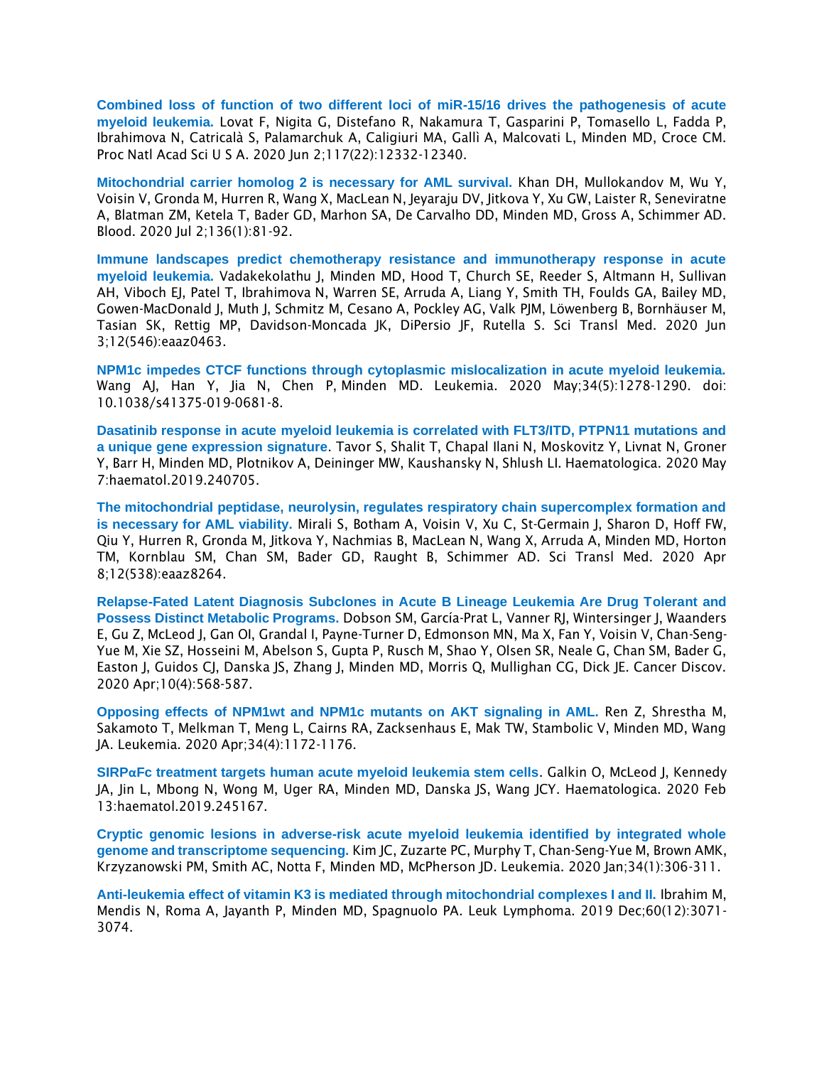**Combined loss of function of two different loci of miR-15/16 drives the pathogenesis of acute myeloid leukemia.** Lovat F, Nigita G, Distefano R, Nakamura T, Gasparini P, Tomasello L, Fadda P, Ibrahimova N, Catricalà S, Palamarchuk A, Caligiuri MA, Gallì A, Malcovati L, Minden MD, Croce CM. Proc Natl Acad Sci U S A. 2020 Jun 2;117(22):12332-12340.

**Mitochondrial carrier homolog 2 is necessary for AML survival.** Khan DH, Mullokandov M, Wu Y, Voisin V, Gronda M, Hurren R, Wang X, MacLean N, Jeyaraju DV, Jitkova Y, Xu GW, Laister R, Seneviratne A, Blatman ZM, Ketela T, Bader GD, Marhon SA, De Carvalho DD, Minden MD, Gross A, Schimmer AD. Blood. 2020 Jul 2;136(1):81-92.

**Immune landscapes predict chemotherapy resistance and immunotherapy response in acute myeloid leukemia.** Vadakekolathu J, Minden MD, Hood T, Church SE, Reeder S, Altmann H, Sullivan AH, Viboch EJ, Patel T, Ibrahimova N, Warren SE, Arruda A, Liang Y, Smith TH, Foulds GA, Bailey MD, Gowen-MacDonald J, Muth J, Schmitz M, Cesano A, Pockley AG, Valk PJM, Löwenberg B, Bornhäuser M, Tasian SK, Rettig MP, Davidson-Moncada JK, DiPersio JF, Rutella S. Sci Transl Med. 2020 Jun 3;12(546):eaaz0463.

**NPM1c impedes CTCF functions through cytoplasmic mislocalization in acute myeloid leukemia.** Wang AJ, Han Y, Jia N, Chen P, Minden MD. Leukemia. 2020 May;34(5):1278-1290. doi: 10.1038/s41375-019-0681-8.

**Dasatinib response in acute myeloid leukemia is correlated with FLT3/ITD, PTPN11 mutations and a unique gene expression signature.** Tavor S, Shalit T, Chapal Ilani N, Moskovitz Y, Livnat N, Groner Y, Barr H, Minden MD, Plotnikov A, Deininger MW, Kaushansky N, Shlush LI. Haematologica. 2020 May 7:haematol.2019.240705.

**The mitochondrial peptidase, neurolysin, regulates respiratory chain supercomplex formation and is necessary for AML viability.** Mirali S, Botham A, Voisin V, Xu C, St-Germain J, Sharon D, Hoff FW, Qiu Y, Hurren R, Gronda M, Jitkova Y, Nachmias B, MacLean N, Wang X, Arruda A, Minden MD, Horton TM, Kornblau SM, Chan SM, Bader GD, Raught B, Schimmer AD. Sci Transl Med. 2020 Apr 8;12(538):eaaz8264.

**Relapse-Fated Latent Diagnosis Subclones in Acute B Lineage Leukemia Are Drug Tolerant and Possess Distinct Metabolic Programs.** Dobson SM, García-Prat L, Vanner RJ, Wintersinger J, Waanders E, Gu Z, McLeod J, Gan OI, Grandal I, Payne-Turner D, Edmonson MN, Ma X, Fan Y, Voisin V, Chan-Seng-Yue M, Xie SZ, Hosseini M, Abelson S, Gupta P, Rusch M, Shao Y, Olsen SR, Neale G, Chan SM, Bader G, Easton J, Guidos CJ, Danska JS, Zhang J, Minden MD, Morris Q, Mullighan CG, Dick JE. Cancer Discov. 2020 Apr;10(4):568-587.

**Opposing effects of NPM1wt and NPM1c mutants on AKT signaling in AML.** Ren Z, Shrestha M, Sakamoto T, Melkman T, Meng L, Cairns RA, Zacksenhaus E, Mak TW, Stambolic V, Minden MD, Wang JA. Leukemia. 2020 Apr;34(4):1172-1176.

**SIRPαFc treatment targets human acute myeloid leukemia stem cells.** Galkin O, McLeod J, Kennedy JA, Jin L, Mbong N, Wong M, Uger RA, Minden MD, Danska JS, Wang JCY. Haematologica. 2020 Feb 13:haematol.2019.245167.

**Cryptic genomic lesions in adverse-risk acute myeloid leukemia identified by integrated whole genome and transcriptome sequencing.** Kim JC, Zuzarte PC, Murphy T, Chan-Seng-Yue M, Brown AMK, Krzyzanowski PM, Smith AC, Notta F, Minden MD, McPherson JD. Leukemia. 2020 Jan;34(1):306-311.

**Anti-leukemia effect of vitamin K3 is mediated through mitochondrial complexes I and II.** Ibrahim M, Mendis N, Roma A, Jayanth P, Minden MD, Spagnuolo PA. Leuk Lymphoma. 2019 Dec;60(12):3071-3074.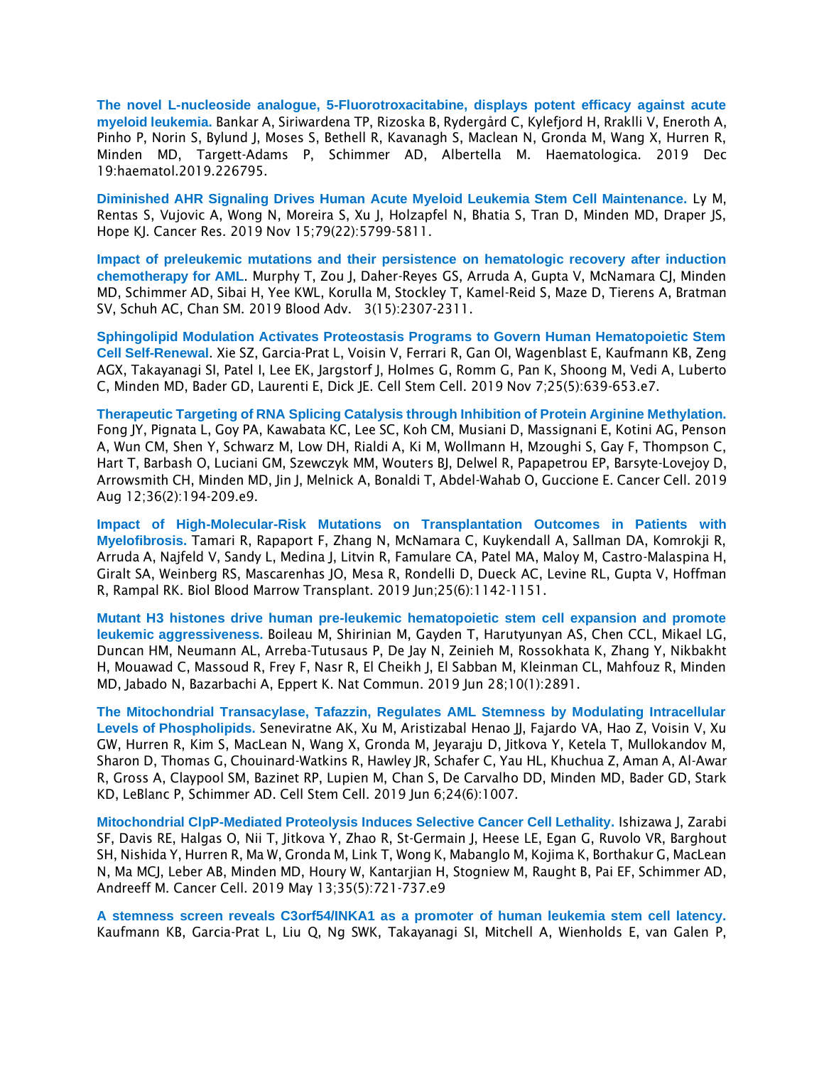**The novel L-nucleoside analogue, 5-Fluorotroxacitabine, displays potent efficacy against acute myeloid leukemia.** Bankar A, Siriwardena TP, Rizoska B, Rydergård C, Kylefjord H, Rraklli V, Eneroth A, Pinho P, Norin S, Bylund J, Moses S, Bethell R, Kavanagh S, Maclean N, Gronda M, Wang X, Hurren R, Minden MD, Targett-Adams P, Schimmer AD, Albertella M. Haematologica. 2019 Dec 19:haematol.2019.226795.

**Diminished AHR Signaling Drives Human Acute Myeloid Leukemia Stem Cell Maintenance.** Ly M, Rentas S, Vujovic A, Wong N, Moreira S, Xu J, Holzapfel N, Bhatia S, Tran D, Minden MD, Draper JS, Hope KJ. Cancer Res. 2019 Nov 15;79(22):5799-5811.

**Impact of preleukemic mutations and their persistence on hematologic recovery after induction chemotherapy for AML.** Murphy T, Zou J, Daher-Reyes GS, Arruda A, Gupta V, McNamara CJ, Minden MD, Schimmer AD, Sibai H, Yee KWL, Korulla M, Stockley T, Kamel-Reid S, Maze D, Tierens A, Bratman SV, Schuh AC, Chan SM. 2019 Blood Adv. 3(15):2307-2311.

**Sphingolipid Modulation Activates Proteostasis Programs to Govern Human Hematopoietic Stem Cell Self-Renewal.** Xie SZ, Garcia-Prat L, Voisin V, Ferrari R, Gan OI, Wagenblast E, Kaufmann KB, Zeng AGX, Takayanagi SI, Patel I, Lee EK, Jargstorf J, Holmes G, Romm G, Pan K, Shoong M, Vedi A, Luberto C, Minden MD, Bader GD, Laurenti E, Dick JE. Cell Stem Cell. 2019 Nov 7;25(5):639-653.e7.

**Therapeutic Targeting of RNA Splicing Catalysis through Inhibition of Protein Arginine Methylation.** Fong JY, Pignata L, Goy PA, Kawabata KC, Lee SC, Koh CM, Musiani D, Massignani E, Kotini AG, Penson A, Wun CM, Shen Y, Schwarz M, Low DH, Rialdi A, Ki M, Wollmann H, Mzoughi S, Gay F, Thompson C, Hart T, Barbash O, Luciani GM, Szewczyk MM, Wouters BJ, Delwel R, Papapetrou EP, Barsyte-Lovejoy D, Arrowsmith CH, Minden MD, Jin J, Melnick A, Bonaldi T, Abdel-Wahab O, Guccione E. Cancer Cell. 2019 Aug 12;36(2):194-209.e9.

**Impact of High-Molecular-Risk Mutations on Transplantation Outcomes in Patients with Myelofibrosis.** Tamari R, Rapaport F, Zhang N, McNamara C, Kuykendall A, Sallman DA, Komrokji R, Arruda A, Najfeld V, Sandy L, Medina J, Litvin R, Famulare CA, Patel MA, Maloy M, Castro-Malaspina H, Giralt SA, Weinberg RS, Mascarenhas JO, Mesa R, Rondelli D, Dueck AC, Levine RL, Gupta V, Hoffman R, Rampal RK. Biol Blood Marrow Transplant. 2019 Jun;25(6):1142-1151.

**Mutant H3 histones drive human pre-leukemic hematopoietic stem cell expansion and promote leukemic aggressiveness.** Boileau M, Shirinian M, Gayden T, Harutyunyan AS, Chen CCL, Mikael LG, Duncan HM, Neumann AL, Arreba-Tutusaus P, De Jay N, Zeinieh M, Rossokhata K, Zhang Y, Nikbakht H, Mouawad C, Massoud R, Frey F, Nasr R, El Cheikh J, El Sabban M, Kleinman CL, Mahfouz R, Minden MD, Jabado N, Bazarbachi A, Eppert K. Nat Commun. 2019 Jun 28;10(1):2891.

**The Mitochondrial Transacylase, Tafazzin, Regulates AML Stemness by Modulating Intracellular Levels of Phospholipids.** Seneviratne AK, Xu M, Aristizabal Henao JJ, Fajardo VA, Hao Z, Voisin V, Xu GW, Hurren R, Kim S, MacLean N, Wang X, Gronda M, Jeyaraju D, Jitkova Y, Ketela T, Mullokandov M, Sharon D, Thomas G, Chouinard-Watkins R, Hawley JR, Schafer C, Yau HL, Khuchua Z, Aman A, Al-Awar R, Gross A, Claypool SM, Bazinet RP, Lupien M, Chan S, De Carvalho DD, Minden MD, Bader GD, Stark KD, LeBlanc P, Schimmer AD. Cell Stem Cell. 2019 Jun 6;24(6):1007.

**Mitochondrial ClpP-Mediated Proteolysis Induces Selective Cancer Cell Lethality.** Ishizawa J, Zarabi SF, Davis RE, Halgas O, Nii T, Jitkova Y, Zhao R, St-Germain J, Heese LE, Egan G, Ruvolo VR, Barghout SH, Nishida Y, Hurren R, Ma W, Gronda M, Link T, Wong K, Mabanglo M, Kojima K, Borthakur G, MacLean N, Ma MCJ, Leber AB, Minden MD, Houry W, Kantarjian H, Stogniew M, Raught B, Pai EF, Schimmer AD, Andreeff M. Cancer Cell. 2019 May 13;35(5):721-737.e9

**A stemness screen reveals C3orf54/INKA1 as a promoter of human leukemia stem cell latency.** Kaufmann KB, Garcia-Prat L, Liu Q, Ng SWK, Takayanagi SI, Mitchell A, Wienholds E, van Galen P,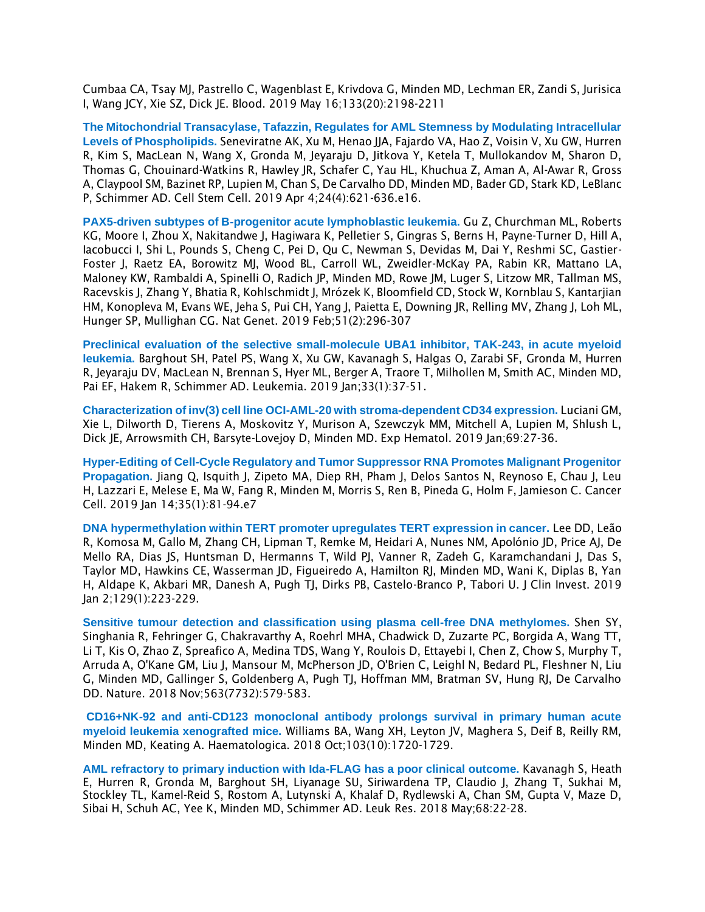Cumbaa CA, Tsay MJ, Pastrello C, Wagenblast E, Krivdova G, Minden MD, Lechman ER, Zandi S, Jurisica I, Wang JCY, Xie SZ, Dick JE. Blood. 2019 May 16;133(20):2198-2211

**The Mitochondrial Transacylase, Tafazzin, Regulates for AML Stemness by Modulating Intracellular Levels of Phospholipids.** Seneviratne AK, Xu M, Henao JJA, Fajardo VA, Hao Z, Voisin V, Xu GW, Hurren R, Kim S, MacLean N, Wang X, Gronda M, Jeyaraju D, Jitkova Y, Ketela T, Mullokandov M, Sharon D, Thomas G, Chouinard-Watkins R, Hawley JR, Schafer C, Yau HL, Khuchua Z, Aman A, Al-Awar R, Gross A, Claypool SM, Bazinet RP, Lupien M, Chan S, De Carvalho DD, Minden MD, Bader GD, Stark KD, LeBlanc P, Schimmer AD. Cell Stem Cell. 2019 Apr 4;24(4):621-636.e16.

**PAX5-driven subtypes of B-progenitor acute lymphoblastic leukemia.** Gu Z, Churchman ML, Roberts KG, Moore I, Zhou X, Nakitandwe J, Hagiwara K, Pelletier S, Gingras S, Berns H, Payne-Turner D, Hill A, Iacobucci I, Shi L, Pounds S, Cheng C, Pei D, Qu C, Newman S, Devidas M, Dai Y, Reshmi SC, Gastier-Foster J, Raetz EA, Borowitz MJ, Wood BL, Carroll WL, Zweidler-McKay PA, Rabin KR, Mattano LA, Maloney KW, Rambaldi A, Spinelli O, Radich JP, Minden MD, Rowe JM, Luger S, Litzow MR, Tallman MS, Racevskis J, Zhang Y, Bhatia R, Kohlschmidt J, Mrózek K, Bloomfield CD, Stock W, Kornblau S, Kantarjian HM, Konopleva M, Evans WE, Jeha S, Pui CH, Yang J, Paietta E, Downing JR, Relling MV, Zhang J, Loh ML, Hunger SP, Mullighan CG. Nat Genet. 2019 Feb;51(2):296-307

**Preclinical evaluation of the selective small-molecule UBA1 inhibitor, TAK-243, in acute myeloid leukemia.** Barghout SH, Patel PS, Wang X, Xu GW, Kavanagh S, Halgas O, Zarabi SF, Gronda M, Hurren R, Jeyaraju DV, MacLean N, Brennan S, Hyer ML, Berger A, Traore T, Milhollen M, Smith AC, Minden MD, Pai EF, Hakem R, Schimmer AD. Leukemia. 2019 Jan;33(1):37-51.

**Characterization of inv(3) cell line OCI-AML-20 with stroma-dependent CD34 expression.** Luciani GM, Xie L, Dilworth D, Tierens A, Moskovitz Y, Murison A, Szewczyk MM, Mitchell A, Lupien M, Shlush L, Dick JE, Arrowsmith CH, Barsyte-Lovejoy D, Minden MD. Exp Hematol. 2019 Jan;69:27-36.

**Hyper-Editing of Cell-Cycle Regulatory and Tumor Suppressor RNA Promotes Malignant Progenitor Propagation.** Jiang Q, Isquith J, Zipeto MA, Diep RH, Pham J, Delos Santos N, Reynoso E, Chau J, Leu H, Lazzari E, Melese E, Ma W, Fang R, Minden M, Morris S, Ren B, Pineda G, Holm F, Jamieson C. Cancer Cell. 2019 Jan 14;35(1):81-94.e7

**DNA hypermethylation within TERT promoter upregulates TERT expression in cancer.** Lee DD, Leão R, Komosa M, Gallo M, Zhang CH, Lipman T, Remke M, Heidari A, Nunes NM, Apolónio JD, Price AJ, De Mello RA, Dias JS, Huntsman D, Hermanns T, Wild PJ, Vanner R, Zadeh G, Karamchandani J, Das S, Taylor MD, Hawkins CE, Wasserman JD, Figueiredo A, Hamilton RJ, Minden MD, Wani K, Diplas B, Yan H, Aldape K, Akbari MR, Danesh A, Pugh TJ, Dirks PB, Castelo-Branco P, Tabori U. J Clin Invest. 2019 Jan 2;129(1):223-229.

**Sensitive tumour detection and classification using plasma cell-free DNA methylomes.** Shen SY, Singhania R, Fehringer G, Chakravarthy A, Roehrl MHA, Chadwick D, Zuzarte PC, Borgida A, Wang TT, Li T, Kis O, Zhao Z, Spreafico A, Medina TDS, Wang Y, Roulois D, Ettayebi I, Chen Z, Chow S, Murphy T, Arruda A, O'Kane GM, Liu J, Mansour M, McPherson JD, O'Brien C, Leighl N, Bedard PL, Fleshner N, Liu G, Minden MD, Gallinger S, Goldenberg A, Pugh TJ, Hoffman MM, Bratman SV, Hung RJ, De Carvalho DD. Nature. 2018 Nov;563(7732):579-583.

**CD16+NK-92 and anti-CD123 monoclonal antibody prolongs survival in primary human acute myeloid leukemia xenografted mice.** Williams BA, Wang XH, Leyton JV, Maghera S, Deif B, Reilly RM, Minden MD, Keating A. Haematologica. 2018 Oct;103(10):1720-1729.

**AML refractory to primary induction with Ida-FLAG has a poor clinical outcome.** Kavanagh S, Heath E, Hurren R, Gronda M, Barghout SH, Liyanage SU, Siriwardena TP, Claudio J, Zhang T, Sukhai M, Stockley TL, Kamel-Reid S, Rostom A, Lutynski A, Khalaf D, Rydlewski A, Chan SM, Gupta V, Maze D, Sibai H, Schuh AC, Yee K, Minden MD, Schimmer AD. Leuk Res. 2018 May;68:22-28.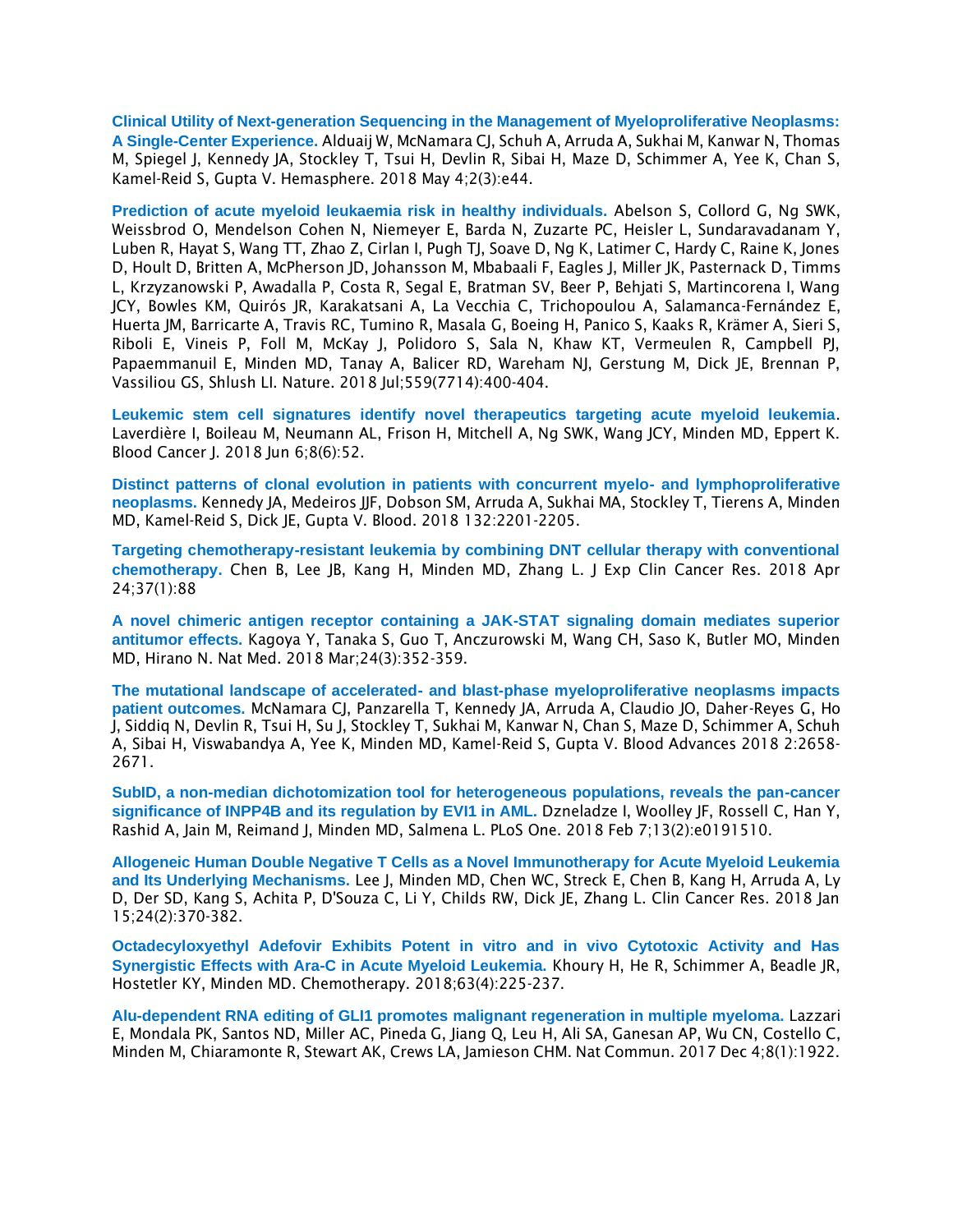**Clinical Utility of Next-generation Sequencing in the Management of Myeloproliferative Neoplasms: A Single-Center Experience.** Alduaij W, McNamara CJ, Schuh A, Arruda A, Sukhai M, Kanwar N, Thomas M, Spiegel J, Kennedy JA, Stockley T, Tsui H, Devlin R, Sibai H, Maze D, Schimmer A, Yee K, Chan S, Kamel-Reid S, Gupta V. Hemasphere. 2018 May 4;2(3):e44.

**Prediction of acute myeloid leukaemia risk in healthy individuals.** Abelson S, Collord G, Ng SWK, Weissbrod O, Mendelson Cohen N, Niemeyer E, Barda N, Zuzarte PC, Heisler L, Sundaravadanam Y, Luben R, Hayat S, Wang TT, Zhao Z, Cirlan I, Pugh TJ, Soave D, Ng K, Latimer C, Hardy C, Raine K, Jones D, Hoult D, Britten A, McPherson JD, Johansson M, Mbabaali F, Eagles J, Miller JK, Pasternack D, Timms L, Krzyzanowski P, Awadalla P, Costa R, Segal E, Bratman SV, Beer P, Behjati S, Martincorena I, Wang JCY, Bowles KM, Quirós JR, Karakatsani A, La Vecchia C, Trichopoulou A, Salamanca-Fernández E, Huerta JM, Barricarte A, Travis RC, Tumino R, Masala G, Boeing H, Panico S, Kaaks R, Krämer A, Sieri S, Riboli E, Vineis P, Foll M, McKay J, Polidoro S, Sala N, Khaw KT, Vermeulen R, Campbell PJ, Papaemmanuil E, Minden MD, Tanay A, Balicer RD, Wareham NJ, Gerstung M, Dick JE, Brennan P, Vassiliou GS, Shlush LI. Nature. 2018 Jul;559(7714):400-404.

**Leukemic stem cell signatures identify novel therapeutics targeting acute myeloid leukemia**. Laverdière I, Boileau M, Neumann AL, Frison H, Mitchell A, Ng SWK, Wang JCY, Minden MD, Eppert K. Blood Cancer J. 2018 Jun 6;8(6):52.

**Distinct patterns of clonal evolution in patients with concurrent myelo- and lymphoproliferative neoplasms.** Kennedy JA, Medeiros JJF, Dobson SM, Arruda A, Sukhai MA, Stockley T, Tierens A, Minden MD, Kamel-Reid S, Dick JE, Gupta V. Blood. 2018 132:2201-2205.

**Targeting chemotherapy-resistant leukemia by combining DNT cellular therapy with conventional chemotherapy.** Chen B, Lee JB, Kang H, Minden MD, Zhang L. J Exp Clin Cancer Res. 2018 Apr 24;37(1):88

**A novel chimeric antigen receptor containing a JAK-STAT signaling domain mediates superior antitumor effects.** Kagoya Y, Tanaka S, Guo T, Anczurowski M, Wang CH, Saso K, Butler MO, Minden MD, Hirano N. Nat Med. 2018 Mar;24(3):352-359.

**The mutational landscape of accelerated- and blast-phase myeloproliferative neoplasms impacts patient outcomes.** McNamara CJ, Panzarella T, Kennedy JA, Arruda A, Claudio JO, Daher-Reyes G, Ho J, Siddiq N, Devlin R, Tsui H, Su J, Stockley T, Sukhai M, Kanwar N, Chan S, Maze D, Schimmer A, Schuh A, Sibai H, Viswabandya A, Yee K, Minden MD, Kamel-Reid S, Gupta V. Blood Advances 2018 2:2658-2671.

**SubID, a non-median dichotomization tool for heterogeneous populations, reveals the pan-cancer significance of INPP4B and its regulation by EVI1 in AML.** Dzneladze I, Woolley JF, Rossell C, Han Y, Rashid A, Jain M, Reimand J, Minden MD, Salmena L. PLoS One. 2018 Feb 7;13(2):e0191510.

**Allogeneic Human Double Negative T Cells as a Novel Immunotherapy for Acute Myeloid Leukemia and Its Underlying Mechanisms.** Lee J, Minden MD, Chen WC, Streck E, Chen B, Kang H, Arruda A, Ly D, Der SD, Kang S, Achita P, D'Souza C, Li Y, Childs RW, Dick JE, Zhang L. Clin Cancer Res. 2018 Jan 15;24(2):370-382.

**Octadecyloxyethyl Adefovir Exhibits Potent in vitro and in vivo Cytotoxic Activity and Has Synergistic Effects with Ara-C in Acute Myeloid Leukemia.** Khoury H, He R, Schimmer A, Beadle JR, Hostetler KY, Minden MD. Chemotherapy. 2018;63(4):225-237.

**Alu-dependent RNA editing of GLI1 promotes malignant regeneration in multiple myeloma.** Lazzari E, Mondala PK, Santos ND, Miller AC, Pineda G, Jiang Q, Leu H, Ali SA, Ganesan AP, Wu CN, Costello C, Minden M, Chiaramonte R, Stewart AK, Crews LA, Jamieson CHM. Nat Commun. 2017 Dec 4;8(1):1922.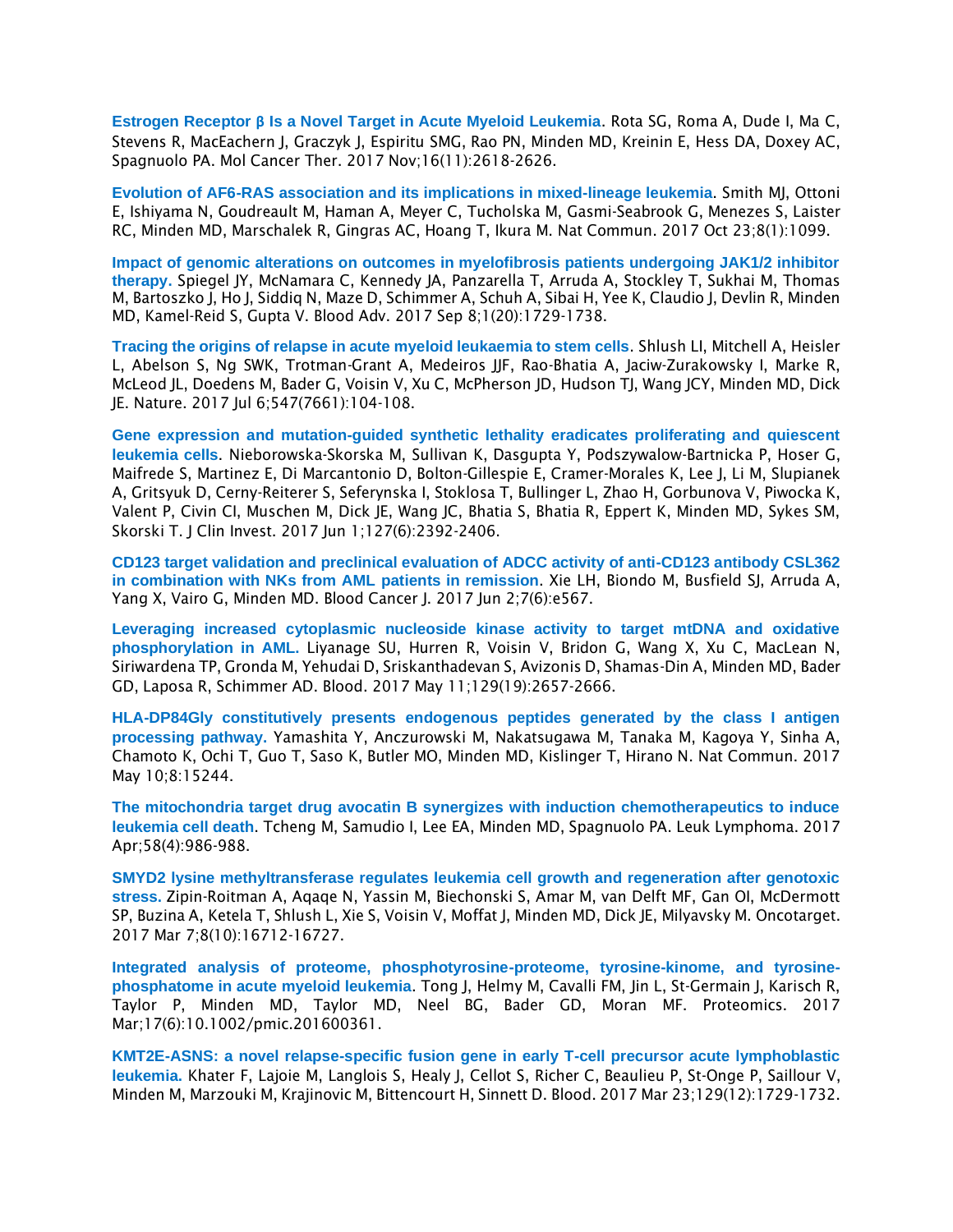**Estrogen Receptor β Is a Novel Target in Acute Myeloid Leukemia**. Rota SG, Roma A, Dude I, Ma C, Stevens R, MacEachern J, Graczyk J, Espiritu SMG, Rao PN, Minden MD, Kreinin E, Hess DA, Doxey AC, Spagnuolo PA. Mol Cancer Ther. 2017 Nov;16(11):2618-2626.

**Evolution of AF6-RAS association and its implications in mixed-lineage leukemia**. Smith MJ, Ottoni E, Ishiyama N, Goudreault M, Haman A, Meyer C, Tucholska M, Gasmi-Seabrook G, Menezes S, Laister RC, Minden MD, Marschalek R, Gingras AC, Hoang T, Ikura M. Nat Commun. 2017 Oct 23;8(1):1099.

**Impact of genomic alterations on outcomes in myelofibrosis patients undergoing JAK1/2 inhibitor therapy.** Spiegel JY, McNamara C, Kennedy JA, Panzarella T, Arruda A, Stockley T, Sukhai M, Thomas M, Bartoszko J, Ho J, Siddiq N, Maze D, Schimmer A, Schuh A, Sibai H, Yee K, Claudio J, Devlin R, Minden MD, Kamel-Reid S, Gupta V. Blood Adv. 2017 Sep 8;1(20):1729-1738.

**Tracing the origins of relapse in acute myeloid leukaemia to stem cells**. Shlush LI, Mitchell A, Heisler L, Abelson S, Ng SWK, Trotman-Grant A, Medeiros JJF, Rao-Bhatia A, Jaciw-Zurakowsky I, Marke R, McLeod JL, Doedens M, Bader G, Voisin V, Xu C, McPherson JD, Hudson TJ, Wang JCY, Minden MD, Dick JE. Nature. 2017 Jul 6;547(7661):104-108.

**Gene expression and mutation-guided synthetic lethality eradicates proliferating and quiescent leukemia cells**. Nieborowska-Skorska M, Sullivan K, Dasgupta Y, Podszywalow-Bartnicka P, Hoser G, Maifrede S, Martinez E, Di Marcantonio D, Bolton-Gillespie E, Cramer-Morales K, Lee J, Li M, Slupianek A, Gritsyuk D, Cerny-Reiterer S, Seferynska I, Stoklosa T, Bullinger L, Zhao H, Gorbunova V, Piwocka K, Valent P, Civin CI, Muschen M, Dick JE, Wang JC, Bhatia S, Bhatia R, Eppert K, Minden MD, Sykes SM, Skorski T. J Clin Invest. 2017 Jun 1;127(6):2392-2406.

**CD123 target validation and preclinical evaluation of ADCC activity of anti-CD123 antibody CSL362 in combination with NKs from AML patients in remission**. Xie LH, Biondo M, Busfield SJ, Arruda A, Yang X, Vairo G, Minden MD. Blood Cancer J. 2017 Jun 2;7(6):e567.

**Leveraging increased cytoplasmic nucleoside kinase activity to target mtDNA and oxidative phosphorylation in AML.** Liyanage SU, Hurren R, Voisin V, Bridon G, Wang X, Xu C, MacLean N, Siriwardena TP, Gronda M, Yehudai D, Sriskanthadevan S, Avizonis D, Shamas-Din A, Minden MD, Bader GD, Laposa R, Schimmer AD. Blood. 2017 May 11;129(19):2657-2666.

**HLA-DP84Gly constitutively presents endogenous peptides generated by the class I antigen processing pathway.** Yamashita Y, Anczurowski M, Nakatsugawa M, Tanaka M, Kagoya Y, Sinha A, Chamoto K, Ochi T, Guo T, Saso K, Butler MO, Minden MD, Kislinger T, Hirano N. Nat Commun. 2017 May 10;8:15244.

**The mitochondria target drug avocatin B synergizes with induction chemotherapeutics to induce leukemia cell death**. Tcheng M, Samudio I, Lee EA, Minden MD, Spagnuolo PA. Leuk Lymphoma. 2017 Apr;58(4):986-988.

**SMYD2 lysine methyltransferase regulates leukemia cell growth and regeneration after genotoxic stress.** Zipin-Roitman A, Aqaqe N, Yassin M, Biechonski S, Amar M, van Delft MF, Gan OI, McDermott SP, Buzina A, Ketela T, Shlush L, Xie S, Voisin V, Moffat J, Minden MD, Dick JE, Milyavsky M. Oncotarget. 2017 Mar 7;8(10):16712-16727.

**Integrated analysis of proteome, phosphotyrosine-proteome, tyrosine-kinome, and tyrosine-phosphatome in acute myeloid leukemia**. Tong J, Helmy M, Cavalli FM, Jin L, St-Germain J, Karisch R, Taylor P, Minden MD, Taylor MD, Neel BG, Bader GD, Moran MF. Proteomics. 2017 Mar;17(6):10.1002/pmic.201600361.

**KMT2E-ASNS: a novel relapse-specific fusion gene in early T-cell precursor acute lymphoblastic leukemia.** Khater F, Lajoie M, Langlois S, Healy J, Cellot S, Richer C, Beaulieu P, St-Onge P, Saillour V, Minden M, Marzouki M, Krajinovic M, Bittencourt H, Sinnett D. Blood. 2017 Mar 23;129(12):1729-1732.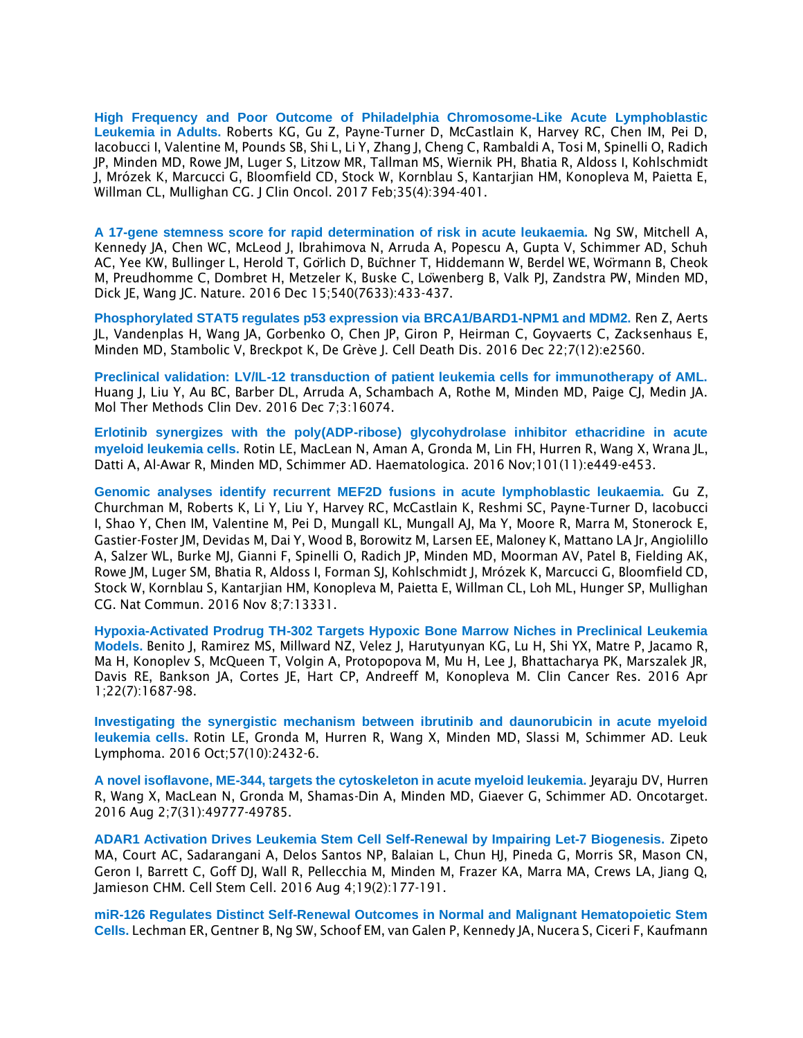**High Frequency and Poor Outcome of Philadelphia Chromosome-Like Acute Lymphoblastic Leukemia in Adults.** Roberts KG, Gu Z, Payne-Turner D, McCastlain K, Harvey RC, Chen IM, Pei D, Iacobucci I, Valentine M, Pounds SB, Shi L, Li Y, Zhang J, Cheng C, Rambaldi A, Tosi M, Spinelli O, Radich JP, Minden MD, Rowe JM, Luger S, Litzow MR, Tallman MS, Wiernik PH, Bhatia R, Aldoss I, Kohlschmidt J, Mrózek K, Marcucci G, Bloomfield CD, Stock W, Kornblau S, Kantarjian HM, Konopleva M, Paietta E, Willman CL, Mullighan CG. J Clin Oncol. 2017 Feb;35(4):394-401.

**A 17-gene stemness score for rapid determination of risk in acute leukaemia.** Ng SW, Mitchell A, Kennedy JA, Chen WC, McLeod J, Ibrahimova N, Arruda A, Popescu A, Gupta V, Schimmer AD, Schuh AC, Yee KW, Bullinger L, Herold T, Görlich D, Büchner T, Hiddemann W, Berdel WE, Wörmann B, Cheok M, Preudhomme C, Dombret H, Metzeler K, Buske C, Löwenberg B, Valk PJ, Zandstra PW, Minden MD, Dick JE, Wang JC. Nature. 2016 Dec 15;540(7633):433-437.

**Phosphorylated STAT5 regulates p53 expression via BRCA1/BARD1-NPM1 and MDM2.** Ren Z, Aerts JL, Vandenplas H, Wang JA, Gorbenko O, Chen JP, Giron P, Heirman C, Goyvaerts C, Zacksenhaus E, Minden MD, Stambolic V, Breckpot K, De Grève J. Cell Death Dis. 2016 Dec 22;7(12):e2560.

**Preclinical validation: LV/IL-12 transduction of patient leukemia cells for immunotherapy of AML.** Huang J, Liu Y, Au BC, Barber DL, Arruda A, Schambach A, Rothe M, Minden MD, Paige CJ, Medin JA. Mol Ther Methods Clin Dev. 2016 Dec 7;3:16074.

**Erlotinib synergizes with the poly(ADP-ribose) glycohydrolase inhibitor ethacridine in acute myeloid leukemia cells.** Rotin LE, MacLean N, Aman A, Gronda M, Lin FH, Hurren R, Wang X, Wrana JL, Datti A, Al-Awar R, Minden MD, Schimmer AD. Haematologica. 2016 Nov;101(11):e449-e453.

**Genomic analyses identify recurrent MEF2D fusions in acute lymphoblastic leukaemia.** Gu Z, Churchman M, Roberts K, Li Y, Liu Y, Harvey RC, McCastlain K, Reshmi SC, Payne-Turner D, Iacobucci I, Shao Y, Chen IM, Valentine M, Pei D, Mungall KL, Mungall AJ, Ma Y, Moore R, Marra M, Stonerock E, Gastier-Foster JM, Devidas M, Dai Y, Wood B, Borowitz M, Larsen EE, Maloney K, Mattano LA Jr, Angiolillo A, Salzer WL, Burke MJ, Gianni F, Spinelli O, Radich JP, Minden MD, Moorman AV, Patel B, Fielding AK, Rowe JM, Luger SM, Bhatia R, Aldoss I, Forman SJ, Kohlschmidt J, Mrózek K, Marcucci G, Bloomfield CD, Stock W, Kornblau S, Kantarjian HM, Konopleva M, Paietta E, Willman CL, Loh ML, Hunger SP, Mullighan CG. Nat Commun. 2016 Nov 8;7:13331.

**Hypoxia-Activated Prodrug TH-302 Targets Hypoxic Bone Marrow Niches in Preclinical Leukemia Models.** Benito J, Ramirez MS, Millward NZ, Velez J, Harutyunyan KG, Lu H, Shi YX, Matre P, Jacamo R, Ma H, Konoplev S, McQueen T, Volgin A, Protopopova M, Mu H, Lee J, Bhattacharya PK, Marszalek JR, Davis RE, Bankson JA, Cortes JE, Hart CP, Andreeff M, Konopleva M. Clin Cancer Res. 2016 Apr 1;22(7):1687-98.

**Investigating the synergistic mechanism between ibrutinib and daunorubicin in acute myeloid leukemia cells.** Rotin LE, Gronda M, Hurren R, Wang X, Minden MD, Slassi M, Schimmer AD. Leuk Lymphoma. 2016 Oct;57(10):2432-6.

**A novel isoflavone, ME-344, targets the cytoskeleton in acute myeloid leukemia.** Jeyaraju DV, Hurren R, Wang X, MacLean N, Gronda M, Shamas-Din A, Minden MD, Giaever G, Schimmer AD. Oncotarget. 2016 Aug 2;7(31):49777-49785.

**ADAR1 Activation Drives Leukemia Stem Cell Self-Renewal by Impairing Let-7 Biogenesis.** Zipeto MA, Court AC, Sadarangani A, Delos Santos NP, Balaian L, Chun HJ, Pineda G, Morris SR, Mason CN, Geron I, Barrett C, Goff DJ, Wall R, Pellecchia M, Minden M, Frazer KA, Marra MA, Crews LA, Jiang Q, Jamieson CHM. Cell Stem Cell. 2016 Aug 4;19(2):177-191.

**miR-126 Regulates Distinct Self-Renewal Outcomes in Normal and Malignant Hematopoietic Stem Cells.** Lechman ER, Gentner B, Ng SW, Schoof EM, van Galen P, Kennedy JA, Nucera S, Ciceri F, Kaufmann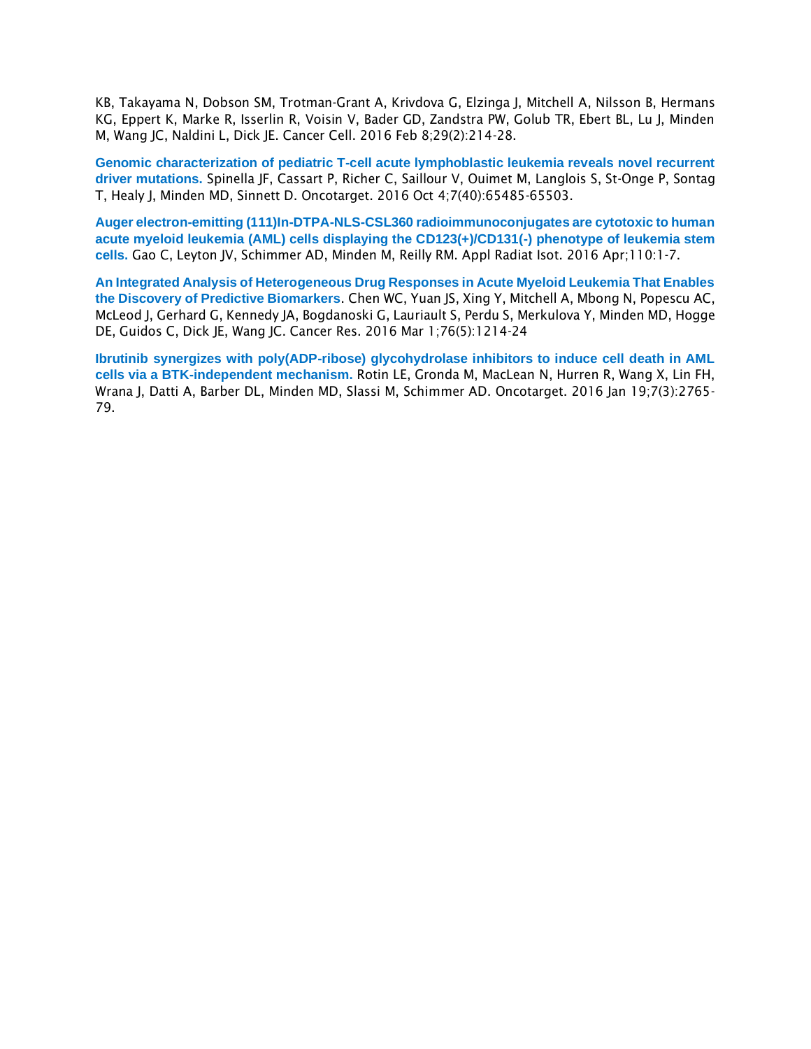KB, Takayama N, Dobson SM, Trotman-Grant A, Krivdova G, Elzinga J, Mitchell A, Nilsson B, Hermans KG, Eppert K, Marke R, Isserlin R, Voisin V, Bader GD, Zandstra PW, Golub TR, Ebert BL, Lu J, Minden M, Wang JC, Naldini L, Dick JE. Cancer Cell. 2016 Feb 8;29(2):214-28.

**Genomic characterization of pediatric T-cell acute lymphoblastic leukemia reveals novel recurrent driver mutations.** Spinella JF, Cassart P, Richer C, Saillour V, Ouimet M, Langlois S, St-Onge P, Sontag T, Healy J, Minden MD, Sinnett D. Oncotarget. 2016 Oct 4;7(40):65485-65503.

**Auger electron-emitting (111)In-DTPA-NLS-CSL360 radioimmunoconjugates are cytotoxic to human acute myeloid leukemia (AML) cells displaying the CD123(+)/CD131(-) phenotype of leukemia stem cells.** Gao C, Leyton JV, Schimmer AD, Minden M, Reilly RM. Appl Radiat Isot. 2016 Apr;110:1-7.

**An Integrated Analysis of Heterogeneous Drug Responses in Acute Myeloid Leukemia That Enables the Discovery of Predictive Biomarkers**. Chen WC, Yuan JS, Xing Y, Mitchell A, Mbong N, Popescu AC, McLeod J, Gerhard G, Kennedy JA, Bogdanoski G, Lauriault S, Perdu S, Merkulova Y, Minden MD, Hogge DE, Guidos C, Dick JE, Wang JC. Cancer Res. 2016 Mar 1;76(5):1214-24

**Ibrutinib synergizes with poly(ADP-ribose) glycohydrolase inhibitors to induce cell death in AML cells via a BTK-independent mechanism.** Rotin LE, Gronda M, MacLean N, Hurren R, Wang X, Lin FH, Wrana J, Datti A, Barber DL, Minden MD, Slassi M, Schimmer AD. Oncotarget. 2016 Jan 19;7(3):2765-79.